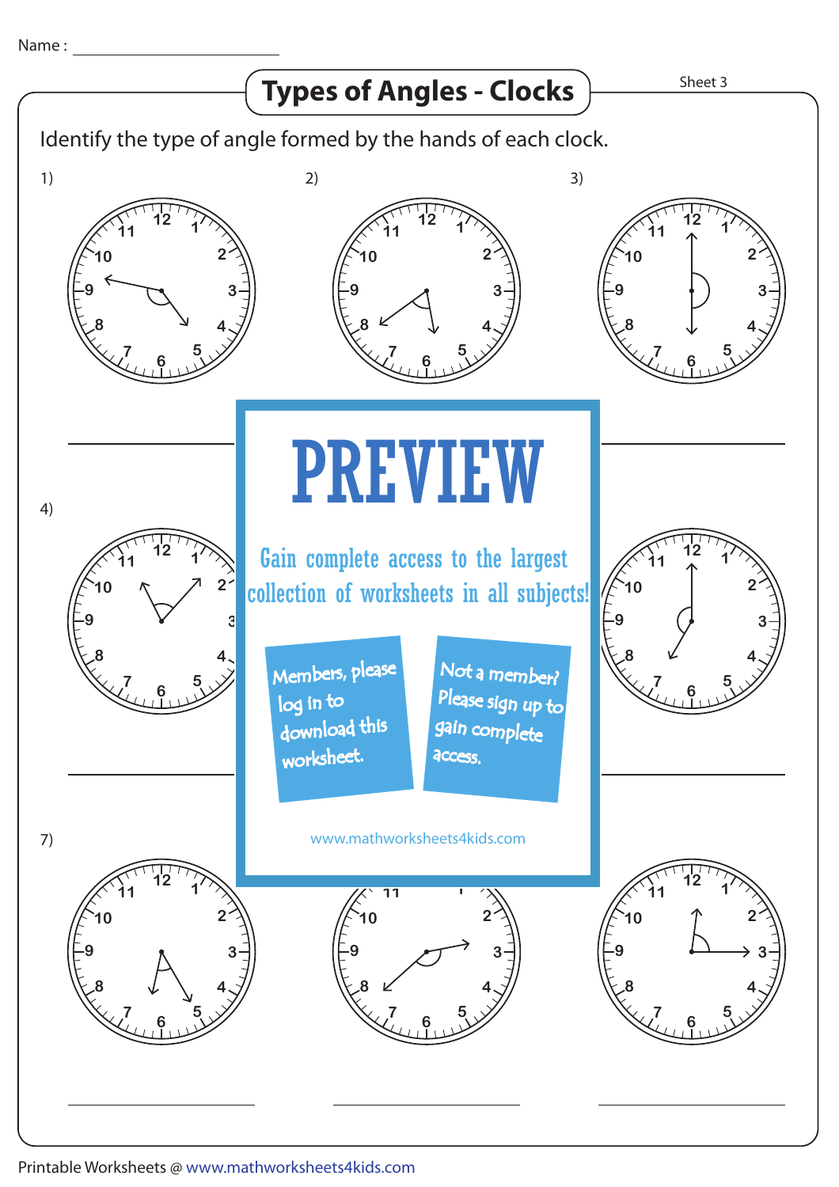Name : ____________________

# Types of Angles - Clocks

Sheet 3

Identify the type of angle formed by the hands of each clock.

1) ____________________

2) ____________________

3) ____________________

4) ____________________

5) ____________________

6) ____________________

7) ____________________

8) ____________________

9) ____________________

**PREVIEW**

Gain complete access to the largest collection of worksheets in all subjects!

Members, please log in to download this worksheet.

Not a member? Please sign up to gain complete access.

www.mathworksheets4kids.com

Printable Worksheets @ www.mathworksheets4kids.com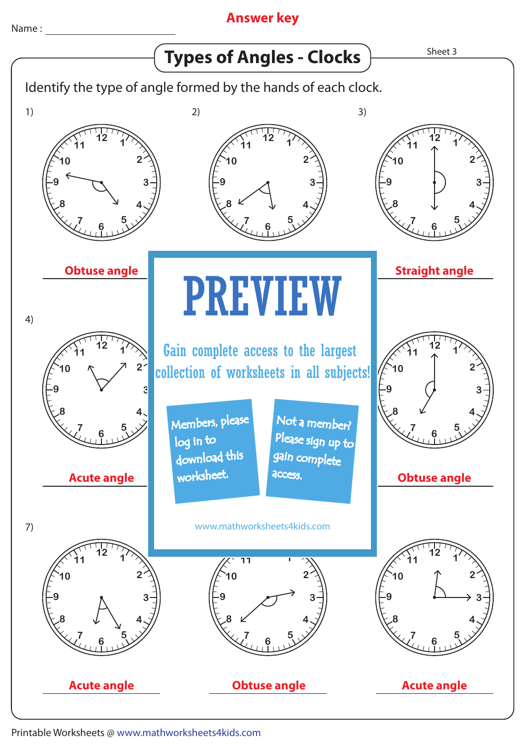Answer key

Name : ____________________

# Types of Angles - Clocks

Sheet 3

Identify the type of angle formed by the hands of each clock.

1) Obtuse angle

2)

3) Straight angle

4) Acute angle

5)

6) Obtuse angle

7) Acute angle

8) Obtuse angle

9) Acute angle

PREVIEW

Gain complete access to the largest collection of worksheets in all subjects!

Members, please log in to download this worksheet.

Not a member? Please sign up to gain complete access.

www.mathworksheets4kids.com

Printable Worksheets @ www.mathworksheets4kids.com